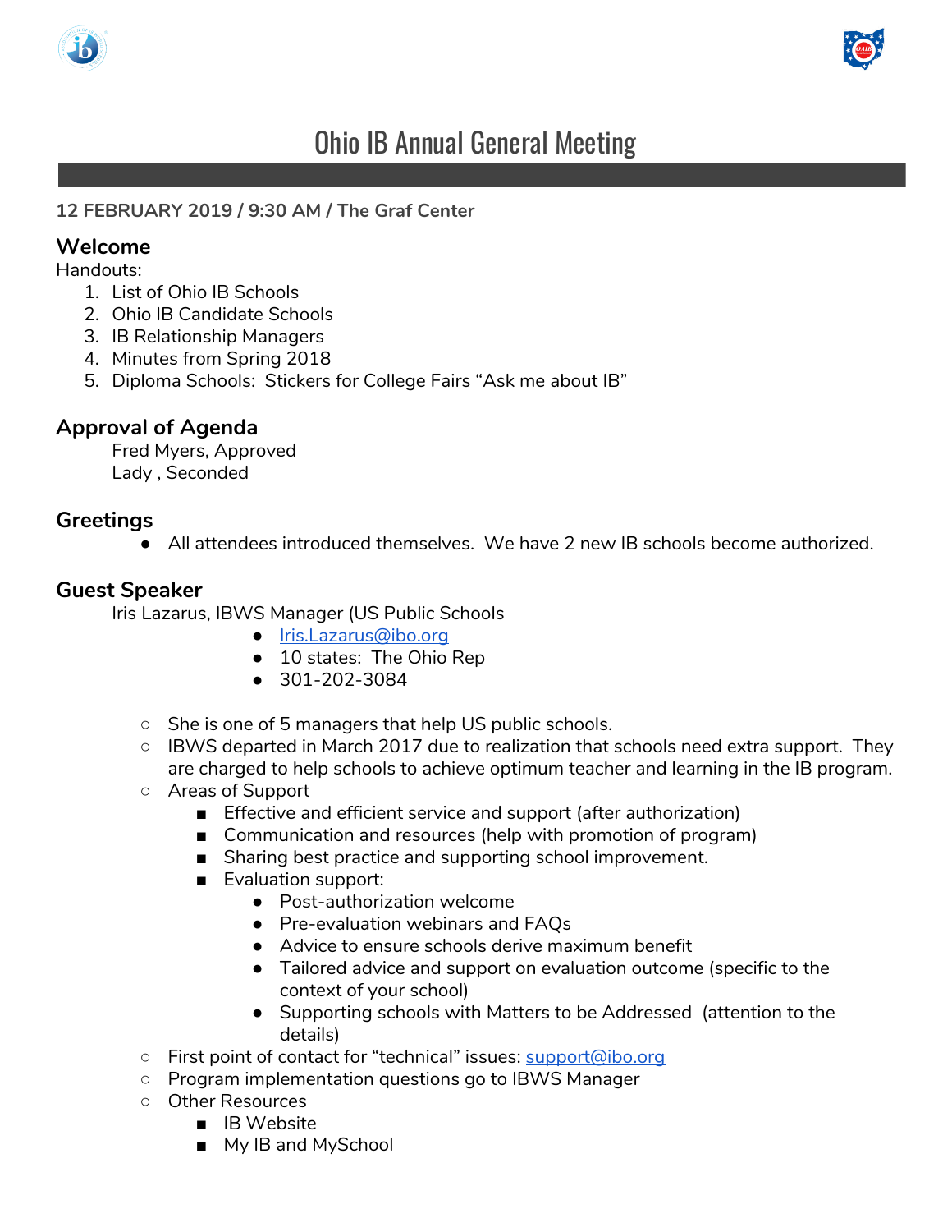# Ohio IB Annual General Meeting

**12 FEBRUARY 2019 / 9:30 AM / The Graf Center**

## Welcome

Handouts:

1. List of Ohio IB Schools
2. Ohio IB Candidate Schools
3. IB Relationship Managers
4. Minutes from Spring 2018
5. Diploma Schools: Stickers for College Fairs "Ask me about IB"

## Approval of Agenda

Fred Myers, Approved
Lady , Seconded

## Greetings

- All attendees introduced themselves. We have 2 new IB schools become authorized.

## Guest Speaker

Iris Lazarus, IBWS Manager (US Public Schools

- Iris.Lazarus@ibo.org
- 10 states: The Ohio Rep
- 301-202-3084

- She is one of 5 managers that help US public schools.
- IBWS departed in March 2017 due to realization that schools need extra support. They are charged to help schools to achieve optimum teacher and learning in the IB program.
- Areas of Support
  - Effective and efficient service and support (after authorization)
  - Communication and resources (help with promotion of program)
  - Sharing best practice and supporting school improvement.
  - Evaluation support:
    - Post-authorization welcome
    - Pre-evaluation webinars and FAQs
    - Advice to ensure schools derive maximum benefit
    - Tailored advice and support on evaluation outcome (specific to the context of your school)
    - Supporting schools with Matters to be Addressed (attention to the details)
- First point of contact for "technical" issues: support@ibo.org
- Program implementation questions go to IBWS Manager
- Other Resources
  - IB Website
  - My IB and MySchool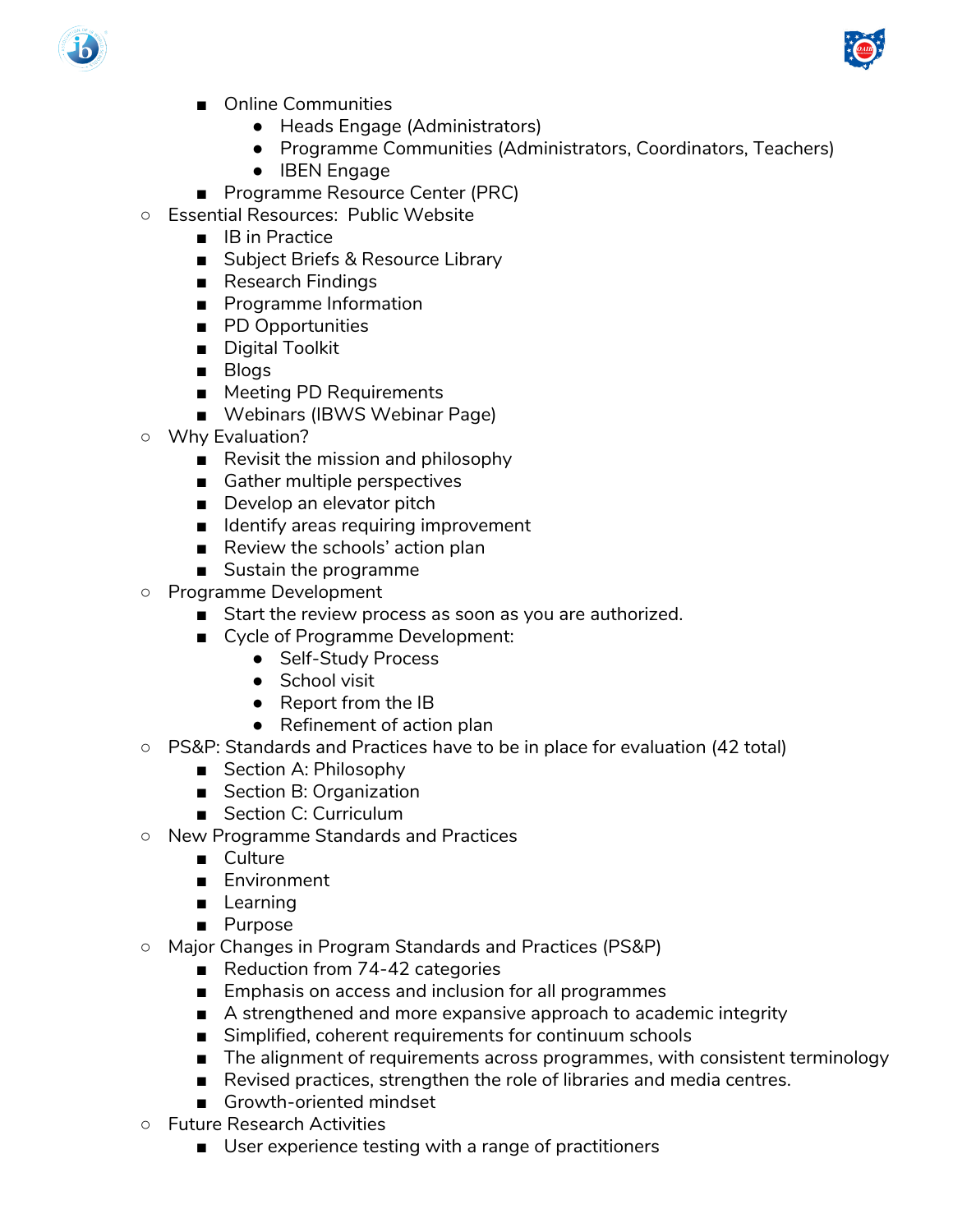- Online Communities
            - Heads Engage (Administrators)
            - Programme Communities (Administrators, Coordinators, Teachers)
            - IBEN Engage
        - Programme Resource Center (PRC)
    - Essential Resources:  Public Website
        - IB in Practice
        - Subject Briefs & Resource Library
        - Research Findings
        - Programme Information
        - PD Opportunities
        - Digital Toolkit
        - Blogs
        - Meeting PD Requirements
        - Webinars (IBWS Webinar Page)
    - Why Evaluation?
        - Revisit the mission and philosophy
        - Gather multiple perspectives
        - Develop an elevator pitch
        - Identify areas requiring improvement
        - Review the schools' action plan
        - Sustain the programme
    - Programme Development
        - Start the review process as soon as you are authorized.
        - Cycle of Programme Development:
            - Self-Study Process
            - School visit
            - Report from the IB
            - Refinement of action plan
    - PS&P: Standards and Practices have to be in place for evaluation (42 total)
        - Section A: Philosophy
        - Section B: Organization
        - Section C: Curriculum
    - New Programme Standards and Practices
        - Culture
        - Environment
        - Learning
        - Purpose
    - Major Changes in Program Standards and Practices (PS&P)
        - Reduction from 74-42 categories
        - Emphasis on access and inclusion for all programmes
        - A strengthened and more expansive approach to academic integrity
        - Simplified, coherent requirements for continuum schools
        - The alignment of requirements across programmes, with consistent terminology
        - Revised practices, strengthen the role of libraries and media centres.
        - Growth-oriented mindset
    - Future Research Activities
        - User experience testing with a range of practitioners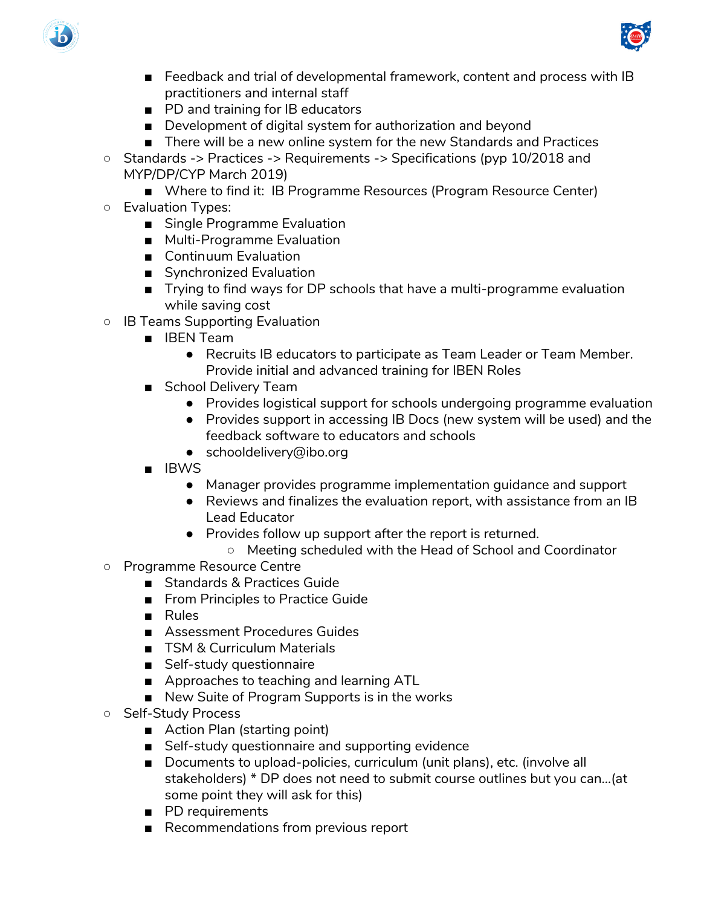- Feedback and trial of developmental framework, content and process with IB practitioners and internal staff
    - PD and training for IB educators
    - Development of digital system for authorization and beyond
    - There will be a new online system for the new Standards and Practices
  - Standards -> Practices -> Requirements -> Specifications (pyp 10/2018 and MYP/DP/CYP March 2019)
    - Where to find it:  IB Programme Resources (Program Resource Center)
  - Evaluation Types:
    - Single Programme Evaluation
    - Multi-Programme Evaluation
    - Continuum Evaluation
    - Synchronized Evaluation
    - Trying to find ways for DP schools that have a multi-programme evaluation while saving cost
  - IB Teams Supporting Evaluation
    - IBEN Team
      - Recruits IB educators to participate as Team Leader or Team Member. Provide initial and advanced training for IBEN Roles
    - School Delivery Team
      - Provides logistical support for schools undergoing programme evaluation
      - Provides support in accessing IB Docs (new system will be used) and the feedback software to educators and schools
      - schooldelivery@ibo.org
    - IBWS
      - Manager provides programme implementation guidance and support
      - Reviews and finalizes the evaluation report, with assistance from an IB Lead Educator
      - Provides follow up support after the report is returned.
        - Meeting scheduled with the Head of School and Coordinator
  - Programme Resource Centre
    - Standards & Practices Guide
    - From Principles to Practice Guide
    - Rules
    - Assessment Procedures Guides
    - TSM & Curriculum Materials
    - Self-study questionnaire
    - Approaches to teaching and learning ATL
    - New Suite of Program Supports is in the works
  - Self-Study Process
    - Action Plan (starting point)
    - Self-study questionnaire and supporting evidence
    - Documents to upload-policies, curriculum (unit plans), etc. (involve all stakeholders) * DP does not need to submit course outlines but you can…(at some point they will ask for this)
    - PD requirements
    - Recommendations from previous report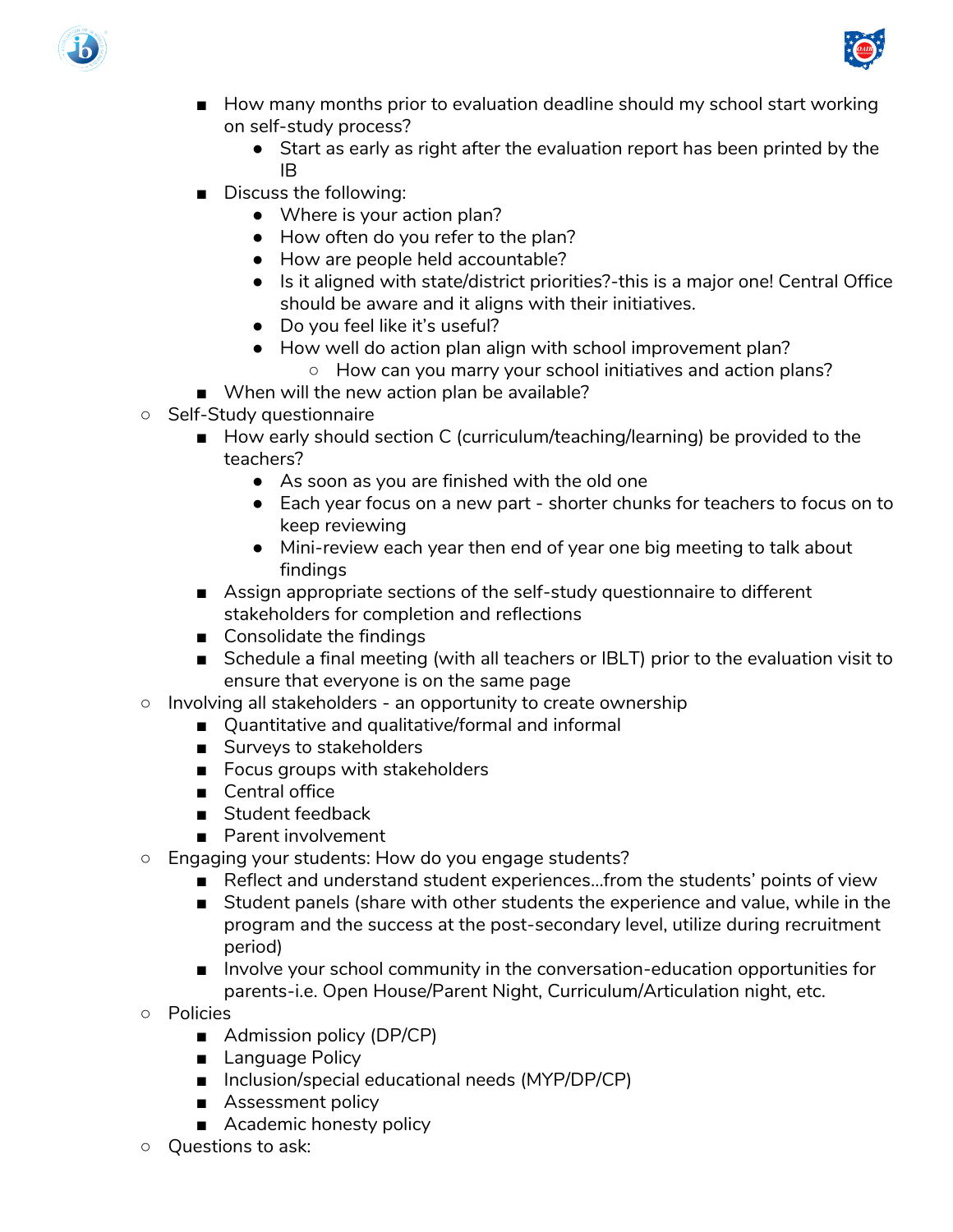- How many months prior to evaluation deadline should my school start working on self-study process?
            - Start as early as right after the evaluation report has been printed by the IB
        - Discuss the following:
            - Where is your action plan?
            - How often do you refer to the plan?
            - How are people held accountable?
            - Is it aligned with state/district priorities?-this is a major one! Central Office should be aware and it aligns with their initiatives.
            - Do you feel like it's useful?
            - How well do action plan align with school improvement plan?
                - How can you marry your school initiatives and action plans?
        - When will the new action plan be available?
    - Self-Study questionnaire
        - How early should section C (curriculum/teaching/learning) be provided to the teachers?
            - As soon as you are finished with the old one
            - Each year focus on a new part - shorter chunks for teachers to focus on to keep reviewing
            - Mini-review each year then end of year one big meeting to talk about findings
        - Assign appropriate sections of the self-study questionnaire to different stakeholders for completion and reflections
        - Consolidate the findings
        - Schedule a final meeting (with all teachers or IBLT) prior to the evaluation visit to ensure that everyone is on the same page
    - Involving all stakeholders - an opportunity to create ownership
        - Quantitative and qualitative/formal and informal
        - Surveys to stakeholders
        - Focus groups with stakeholders
        - Central office
        - Student feedback
        - Parent involvement
    - Engaging your students: How do you engage students?
        - Reflect and understand student experiences…from the students' points of view
        - Student panels (share with other students the experience and value, while in the program and the success at the post-secondary level, utilize during recruitment period)
        - Involve your school community in the conversation-education opportunities for parents-i.e. Open House/Parent Night, Curriculum/Articulation night, etc.
    - Policies
        - Admission policy (DP/CP)
        - Language Policy
        - Inclusion/special educational needs (MYP/DP/CP)
        - Assessment policy
        - Academic honesty policy
    - Questions to ask: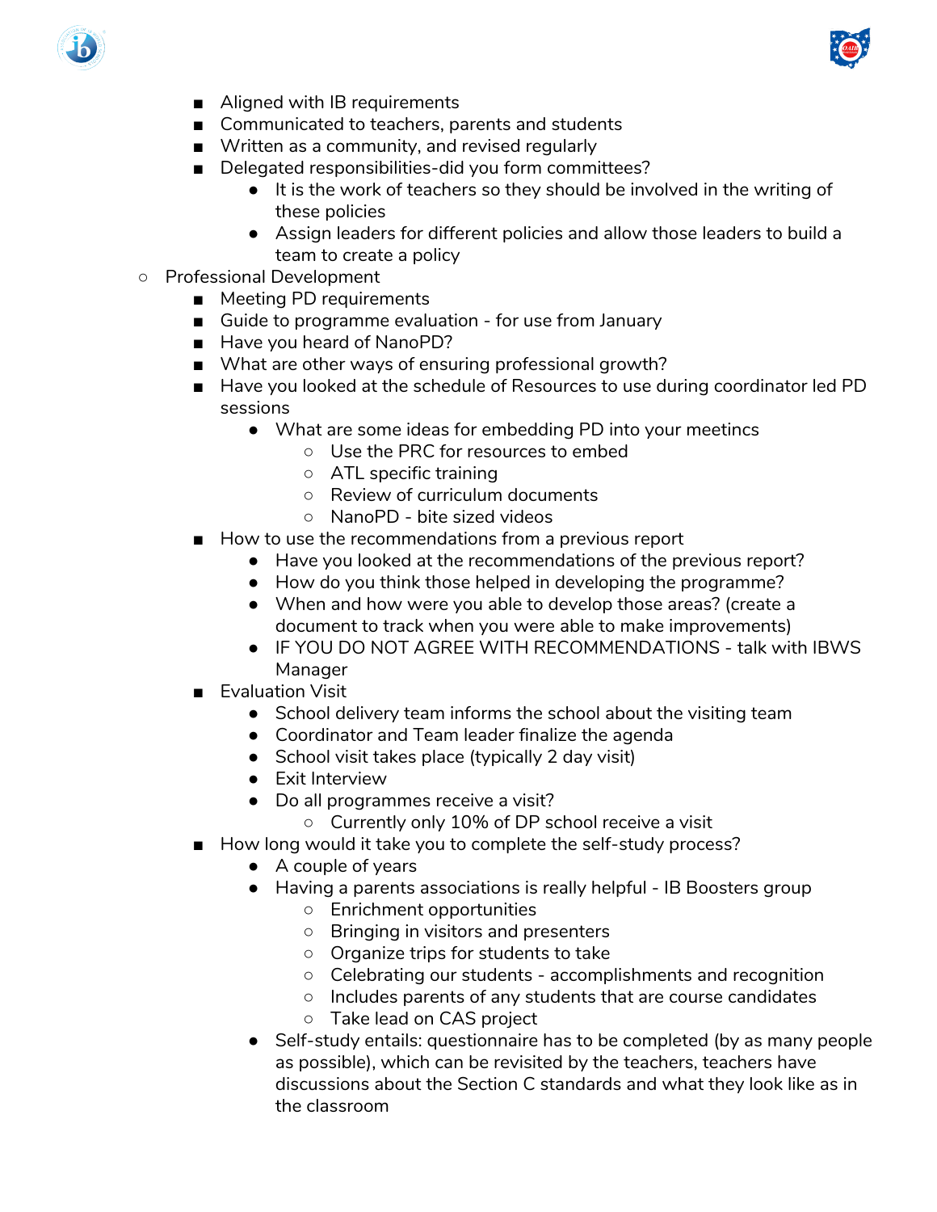- Aligned with IB requirements
    - Communicated to teachers, parents and students
    - Written as a community, and revised regularly
    - Delegated responsibilities-did you form committees?
        - It is the work of teachers so they should be involved in the writing of these policies
        - Assign leaders for different policies and allow those leaders to build a team to create a policy
- Professional Development
    - Meeting PD requirements
    - Guide to programme evaluation - for use from January
    - Have you heard of NanoPD?
    - What are other ways of ensuring professional growth?
    - Have you looked at the schedule of Resources to use during coordinator led PD sessions
        - What are some ideas for embedding PD into your meetincs
            - Use the PRC for resources to embed
            - ATL specific training
            - Review of curriculum documents
            - NanoPD - bite sized videos
    - How to use the recommendations from a previous report
        - Have you looked at the recommendations of the previous report?
        - How do you think those helped in developing the programme?
        - When and how were you able to develop those areas? (create a document to track when you were able to make improvements)
        - IF YOU DO NOT AGREE WITH RECOMMENDATIONS - talk with IBWS Manager
    - Evaluation Visit
        - School delivery team informs the school about the visiting team
        - Coordinator and Team leader finalize the agenda
        - School visit takes place (typically 2 day visit)
        - Exit Interview
        - Do all programmes receive a visit?
            - Currently only 10% of DP school receive a visit
    - How long would it take you to complete the self-study process?
        - A couple of years
        - Having a parents associations is really helpful - IB Boosters group
            - Enrichment opportunities
            - Bringing in visitors and presenters
            - Organize trips for students to take
            - Celebrating our students - accomplishments and recognition
            - Includes parents of any students that are course candidates
            - Take lead on CAS project
        - Self-study entails: questionnaire has to be completed (by as many people as possible), which can be revisited by the teachers, teachers have discussions about the Section C standards and what they look like as in the classroom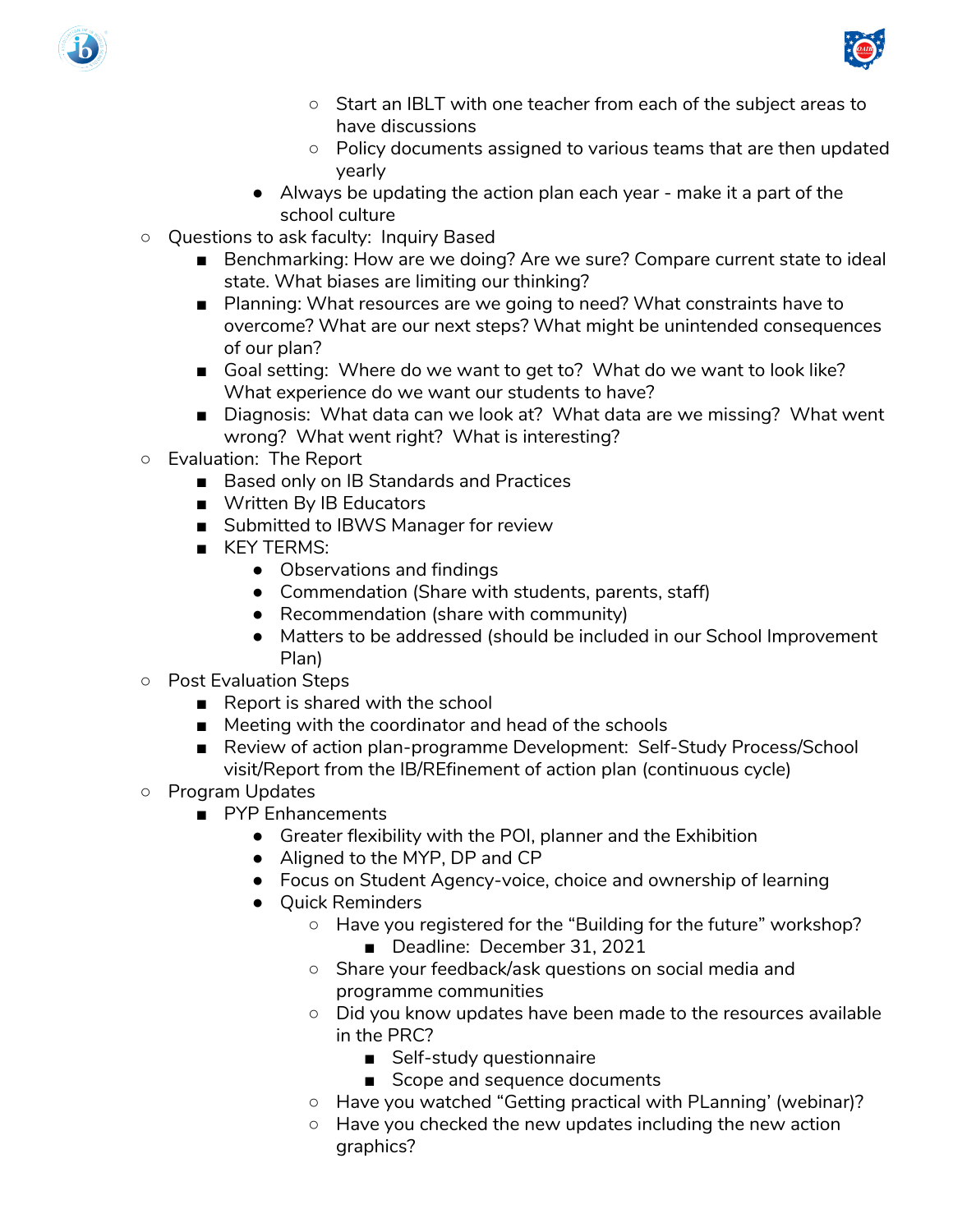- Start an IBLT with one teacher from each of the subject areas to have discussions
        - Policy documents assigned to various teams that are then updated yearly
      - Always be updating the action plan each year - make it a part of the school culture
- Questions to ask faculty: Inquiry Based
  - Benchmarking: How are we doing? Are we sure? Compare current state to ideal state. What biases are limiting our thinking?
  - Planning: What resources are we going to need? What constraints have to overcome? What are our next steps? What might be unintended consequences of our plan?
  - Goal setting: Where do we want to get to? What do we want to look like? What experience do we want our students to have?
  - Diagnosis: What data can we look at? What data are we missing? What went wrong? What went right? What is interesting?
- Evaluation: The Report
  - Based only on IB Standards and Practices
  - Written By IB Educators
  - Submitted to IBWS Manager for review
  - KEY TERMS:
    - Observations and findings
    - Commendation (Share with students, parents, staff)
    - Recommendation (share with community)
    - Matters to be addressed (should be included in our School Improvement Plan)
- Post Evaluation Steps
  - Report is shared with the school
  - Meeting with the coordinator and head of the schools
  - Review of action plan-programme Development: Self-Study Process/School visit/Report from the IB/REfinement of action plan (continuous cycle)
- Program Updates
  - PYP Enhancements
    - Greater flexibility with the POI, planner and the Exhibition
    - Aligned to the MYP, DP and CP
    - Focus on Student Agency-voice, choice and ownership of learning
    - Quick Reminders
      - Have you registered for the "Building for the future" workshop?
        - Deadline: December 31, 2021
      - Share your feedback/ask questions on social media and programme communities
      - Did you know updates have been made to the resources available in the PRC?
        - Self-study questionnaire
        - Scope and sequence documents
      - Have you watched "Getting practical with PLanning' (webinar)?
      - Have you checked the new updates including the new action graphics?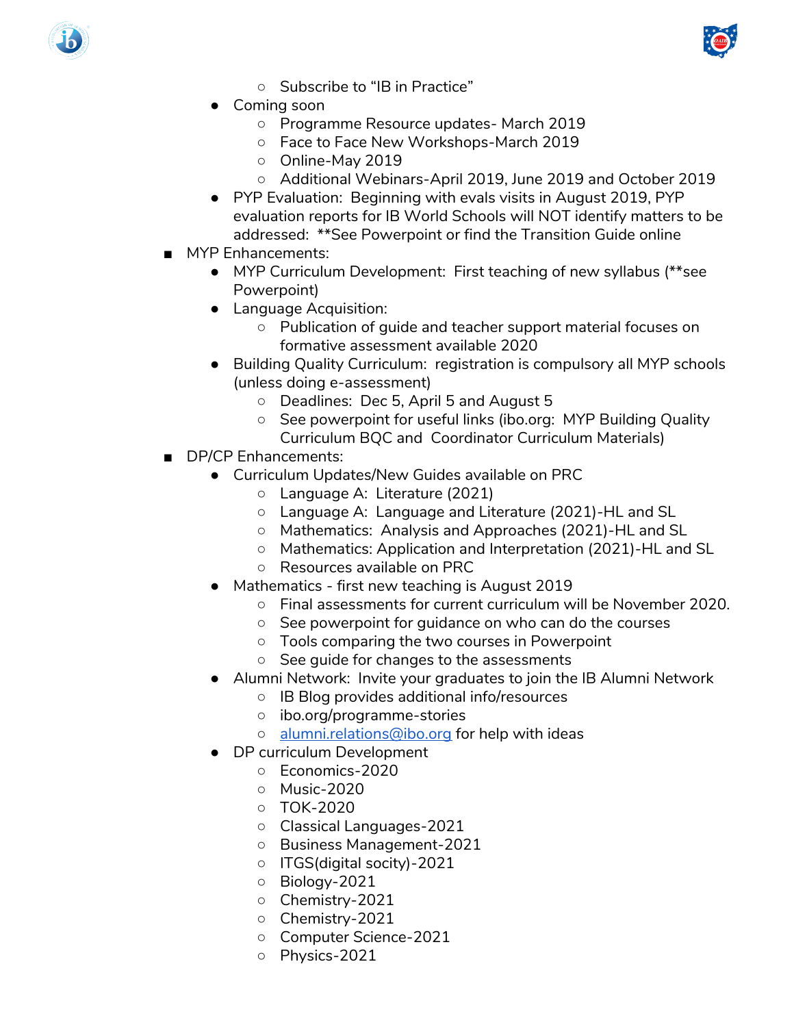- Subscribe to “IB in Practice”
    - Coming soon
        - Programme Resource updates- March 2019
        - Face to Face New Workshops-March 2019
        - Online-May 2019
        - Additional Webinars-April 2019, June 2019 and October 2019
    - PYP Evaluation:  Beginning with evals visits in August 2019, PYP evaluation reports for IB World Schools will NOT identify matters to be addressed:  **See Powerpoint or find the Transition Guide online
- MYP Enhancements:
    - MYP Curriculum Development:  First teaching of new syllabus (**see Powerpoint)
    - Language Acquisition:
        - Publication of guide and teacher support material focuses on formative assessment available 2020
    - Building Quality Curriculum:  registration is compulsory all MYP schools (unless doing e-assessment)
        - Deadlines:  Dec 5, April 5 and August 5
        - See powerpoint for useful links (ibo.org:  MYP Building Quality Curriculum BQC and  Coordinator Curriculum Materials)
- DP/CP Enhancements:
    - Curriculum Updates/New Guides available on PRC
        - Language A:  Literature (2021)
        - Language A:  Language and Literature (2021)-HL and SL
        - Mathematics:  Analysis and Approaches (2021)-HL and SL
        - Mathematics: Application and Interpretation (2021)-HL and SL
        - Resources available on PRC
    - Mathematics - first new teaching is August 2019
        - Final assessments for current curriculum will be November 2020.
        - See powerpoint for guidance on who can do the courses
        - Tools comparing the two courses in Powerpoint
        - See guide for changes to the assessments
    - Alumni Network:  Invite your graduates to join the IB Alumni Network
        - IB Blog provides additional info/resources
        - ibo.org/programme-stories
        - alumni.relations@ibo.org for help with ideas
    - DP curriculum Development
        - Economics-2020
        - Music-2020
        - TOK-2020
        - Classical Languages-2021
        - Business Management-2021
        - ITGS(digital socity)-2021
        - Biology-2021
        - Chemistry-2021
        - Chemistry-2021
        - Computer Science-2021
        - Physics-2021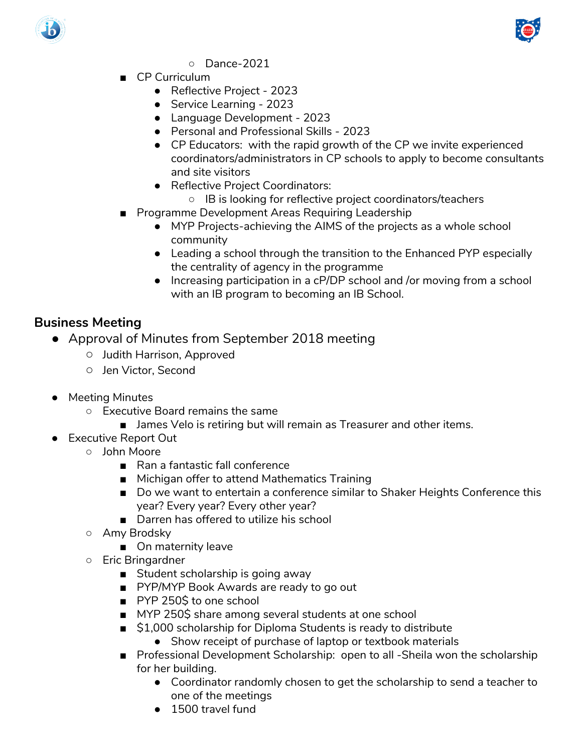- Dance-2021
    - CP Curriculum
        - Reflective Project - 2023
        - Service Learning - 2023
        - Language Development - 2023
        - Personal and Professional Skills - 2023
        - CP Educators: with the rapid growth of the CP we invite experienced coordinators/administrators in CP schools to apply to become consultants and site visitors
        - Reflective Project Coordinators:
            - IB is looking for reflective project coordinators/teachers
    - Programme Development Areas Requiring Leadership
        - MYP Projects-achieving the AIMS of the projects as a whole school community
        - Leading a school through the transition to the Enhanced PYP especially the centrality of agency in the programme
        - Increasing participation in a cP/DP school and /or moving from a school with an IB program to becoming an IB School.

## Business Meeting

- Approval of Minutes from September 2018 meeting
    - Judith Harrison, Approved
    - Jen Victor, Second

- Meeting Minutes
    - Executive Board remains the same
        - James Velo is retiring but will remain as Treasurer and other items.
- Executive Report Out
    - John Moore
        - Ran a fantastic fall conference
        - Michigan offer to attend Mathematics Training
        - Do we want to entertain a conference similar to Shaker Heights Conference this year? Every year? Every other year?
        - Darren has offered to utilize his school
    - Amy Brodsky
        - On maternity leave
    - Eric Bringardner
        - Student scholarship is going away
        - PYP/MYP Book Awards are ready to go out
        - PYP 250$ to one school
        - MYP 250$ share among several students at one school
        - $1,000 scholarship for Diploma Students is ready to distribute
            - Show receipt of purchase of laptop or textbook materials
        - Professional Development Scholarship: open to all -Sheila won the scholarship for her building.
            - Coordinator randomly chosen to get the scholarship to send a teacher to one of the meetings
            - 1500 travel fund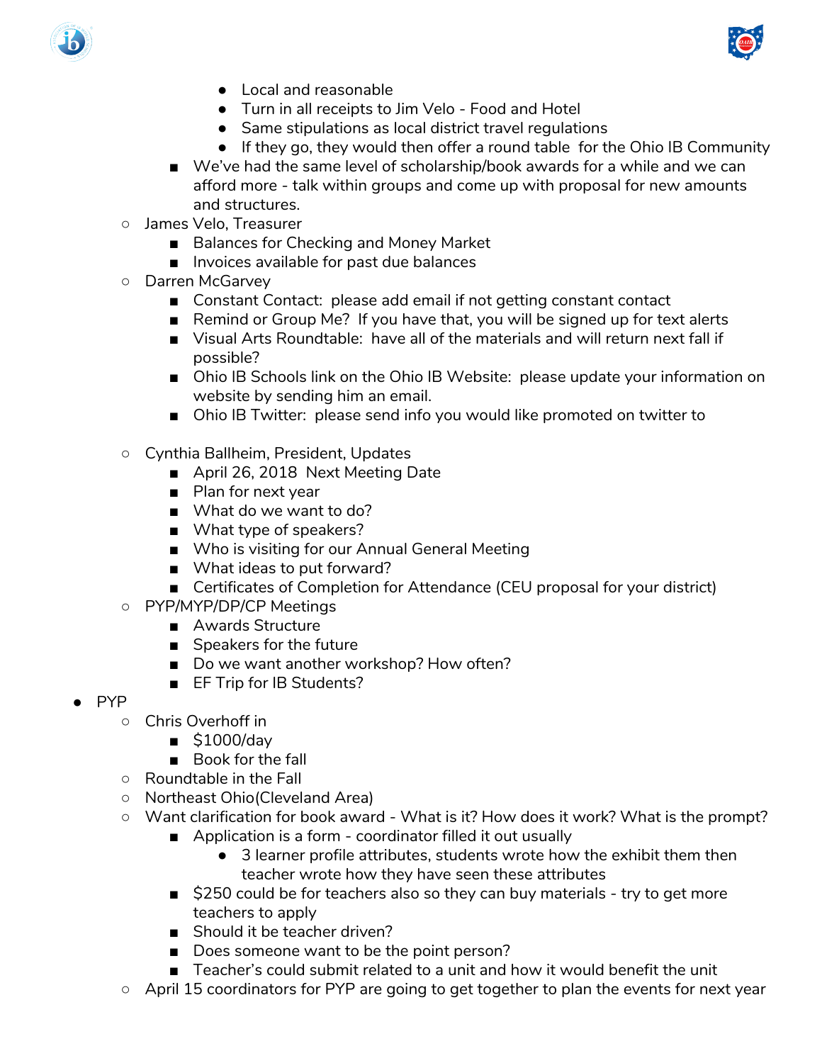- Local and reasonable
            - Turn in all receipts to Jim Velo - Food and Hotel
            - Same stipulations as local district travel regulations
            - If they go, they would then offer a round table for the Ohio IB Community
        - We've had the same level of scholarship/book awards for a while and we can afford more - talk within groups and come up with proposal for new amounts and structures.
    - James Velo, Treasurer
        - Balances for Checking and Money Market
        - Invoices available for past due balances
    - Darren McGarvey
        - Constant Contact: please add email if not getting constant contact
        - Remind or Group Me? If you have that, you will be signed up for text alerts
        - Visual Arts Roundtable: have all of the materials and will return next fall if possible?
        - Ohio IB Schools link on the Ohio IB Website: please update your information on website by sending him an email.
        - Ohio IB Twitter: please send info you would like promoted on twitter to
    - Cynthia Ballheim, President, Updates
        - April 26, 2018 Next Meeting Date
        - Plan for next year
        - What do we want to do?
        - What type of speakers?
        - Who is visiting for our Annual General Meeting
        - What ideas to put forward?
        - Certificates of Completion for Attendance (CEU proposal for your district)
    - PYP/MYP/DP/CP Meetings
        - Awards Structure
        - Speakers for the future
        - Do we want another workshop? How often?
        - EF Trip for IB Students?
- PYP
    - Chris Overhoff in
        - $1000/day
        - Book for the fall
    - Roundtable in the Fall
    - Northeast Ohio(Cleveland Area)
    - Want clarification for book award - What is it? How does it work? What is the prompt?
        - Application is a form - coordinator filled it out usually
            - 3 learner profile attributes, students wrote how the exhibit them then teacher wrote how they have seen these attributes
        - $250 could be for teachers also so they can buy materials - try to get more teachers to apply
        - Should it be teacher driven?
        - Does someone want to be the point person?
        - Teacher's could submit related to a unit and how it would benefit the unit
    - April 15 coordinators for PYP are going to get together to plan the events for next year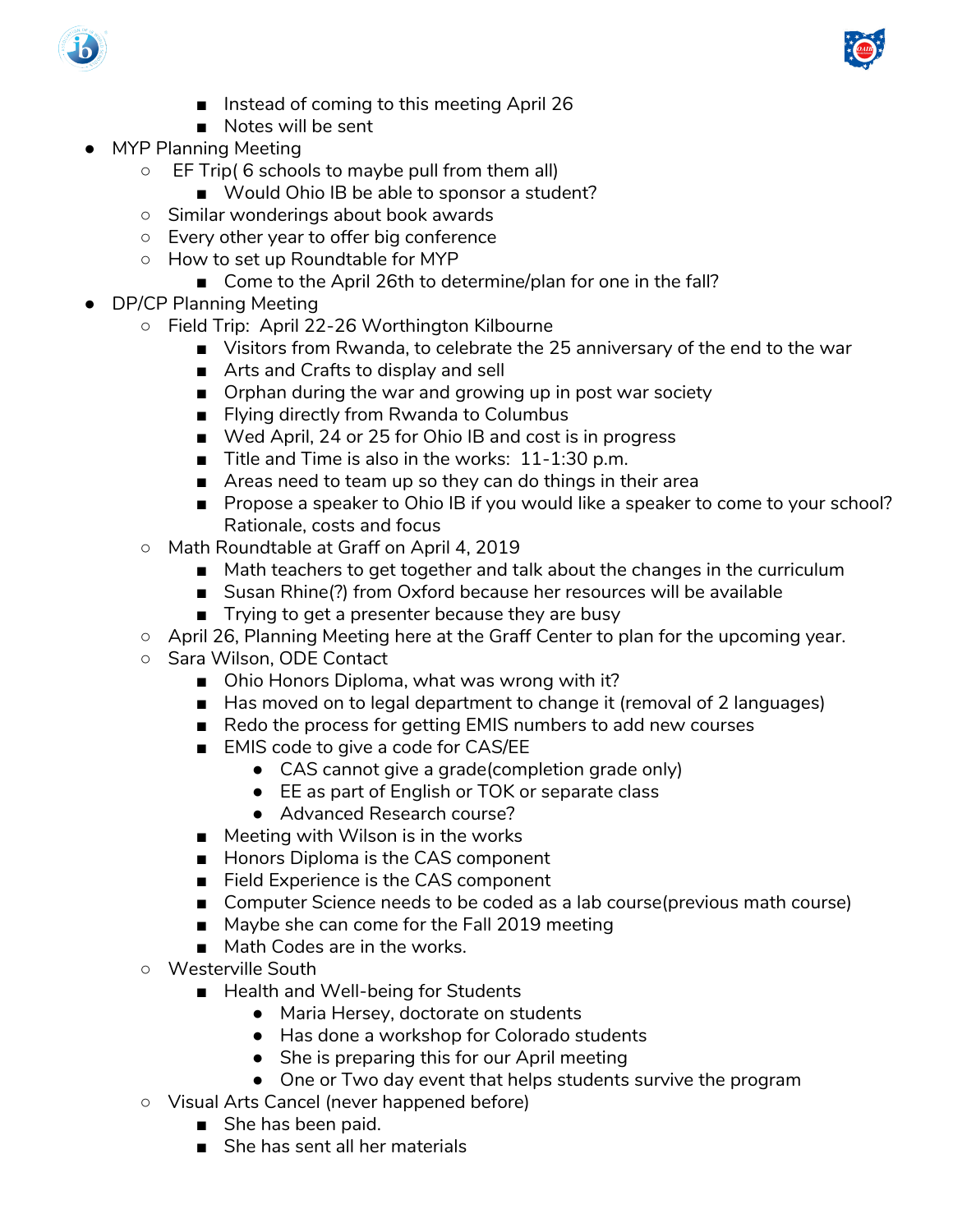- Instead of coming to this meeting April 26
        - Notes will be sent
- MYP Planning Meeting
    - EF Trip( 6 schools to maybe pull from them all)
        - Would Ohio IB be able to sponsor a student?
    - Similar wonderings about book awards
    - Every other year to offer big conference
    - How to set up Roundtable for MYP
        - Come to the April 26th to determine/plan for one in the fall?
- DP/CP Planning Meeting
    - Field Trip:  April 22-26 Worthington Kilbourne
        - Visitors from Rwanda, to celebrate the 25 anniversary of the end to the war
        - Arts and Crafts to display and sell
        - Orphan during the war and growing up in post war society
        - Flying directly from Rwanda to Columbus
        - Wed April, 24 or 25 for Ohio IB and cost is in progress
        - Title and Time is also in the works:  11-1:30 p.m.
        - Areas need to team up so they can do things in their area
        - Propose a speaker to Ohio IB if you would like a speaker to come to your school? Rationale, costs and focus
    - Math Roundtable at Graff on April 4, 2019
        - Math teachers to get together and talk about the changes in the curriculum
        - Susan Rhine(?) from Oxford because her resources will be available
        - Trying to get a presenter because they are busy
    - April 26, Planning Meeting here at the Graff Center to plan for the upcoming year.
    - Sara Wilson, ODE Contact
        - Ohio Honors Diploma, what was wrong with it?
        - Has moved on to legal department to change it (removal of 2 languages)
        - Redo the process for getting EMIS numbers to add new courses
        - EMIS code to give a code for CAS/EE
            - CAS cannot give a grade(completion grade only)
            - EE as part of English or TOK or separate class
            - Advanced Research course?
        - Meeting with Wilson is in the works
        - Honors Diploma is the CAS component
        - Field Experience is the CAS component
        - Computer Science needs to be coded as a lab course(previous math course)
        - Maybe she can come for the Fall 2019 meeting
        - Math Codes are in the works.
    - Westerville South
        - Health and Well-being for Students
            - Maria Hersey, doctorate on students
            - Has done a workshop for Colorado students
            - She is preparing this for our April meeting
            - One or Two day event that helps students survive the program
    - Visual Arts Cancel (never happened before)
        - She has been paid.
        - She has sent all her materials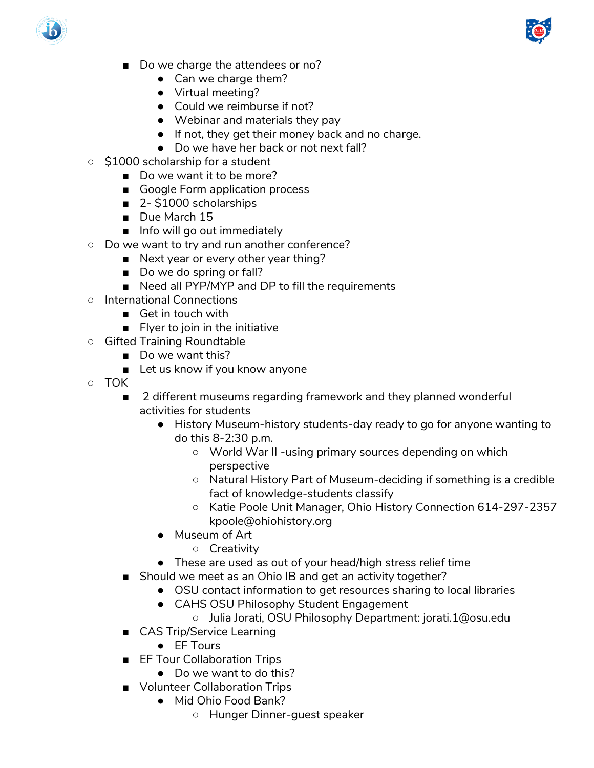- Do we charge the attendees or no?
    - Can we charge them?
    - Virtual meeting?
    - Could we reimburse if not?
    - Webinar and materials they pay
    - If not, they get their money back and no charge.
    - Do we have her back or not next fall?
- $1000 scholarship for a student
  - Do we want it to be more?
  - Google Form application process
  - 2- $1000 scholarships
  - Due March 15
  - Info will go out immediately
- Do we want to try and run another conference?
  - Next year or every other year thing?
  - Do we do spring or fall?
  - Need all PYP/MYP and DP to fill the requirements
- International Connections
  - Get in touch with
  - Flyer to join in the initiative
- Gifted Training Roundtable
  - Do we want this?
  - Let us know if you know anyone
- TOK
  - 2 different museums regarding framework and they planned wonderful activities for students
    - History Museum-history students-day ready to go for anyone wanting to do this 8-2:30 p.m.
      - World War II -using primary sources depending on which perspective
      - Natural History Part of Museum-deciding if something is a credible fact of knowledge-students classify
      - Katie Poole Unit Manager, Ohio History Connection 614-297-2357 kpoole@ohiohistory.org
    - Museum of Art
      - Creativity
    - These are used as out of your head/high stress relief time
  - Should we meet as an Ohio IB and get an activity together?
    - OSU contact information to get resources sharing to local libraries
    - CAHS OSU Philosophy Student Engagement
      - Julia Jorati, OSU Philosophy Department: jorati.1@osu.edu
  - CAS Trip/Service Learning
    - EF Tours
  - EF Tour Collaboration Trips
    - Do we want to do this?
  - Volunteer Collaboration Trips
    - Mid Ohio Food Bank?
      - Hunger Dinner-guest speaker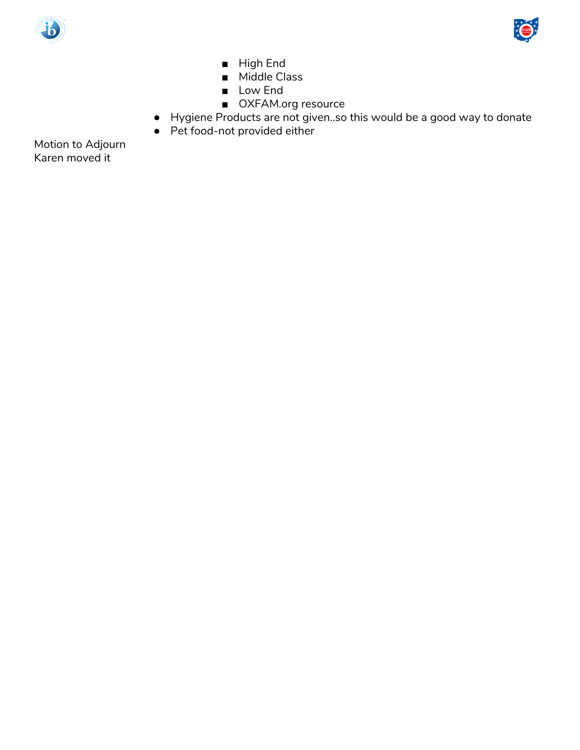- High End
        - Middle Class
        - Low End
        - OXFAM.org resource
    - Hygiene Products are not given..so this would be a good way to donate
    - Pet food-not provided either

Motion to Adjourn
Karen moved it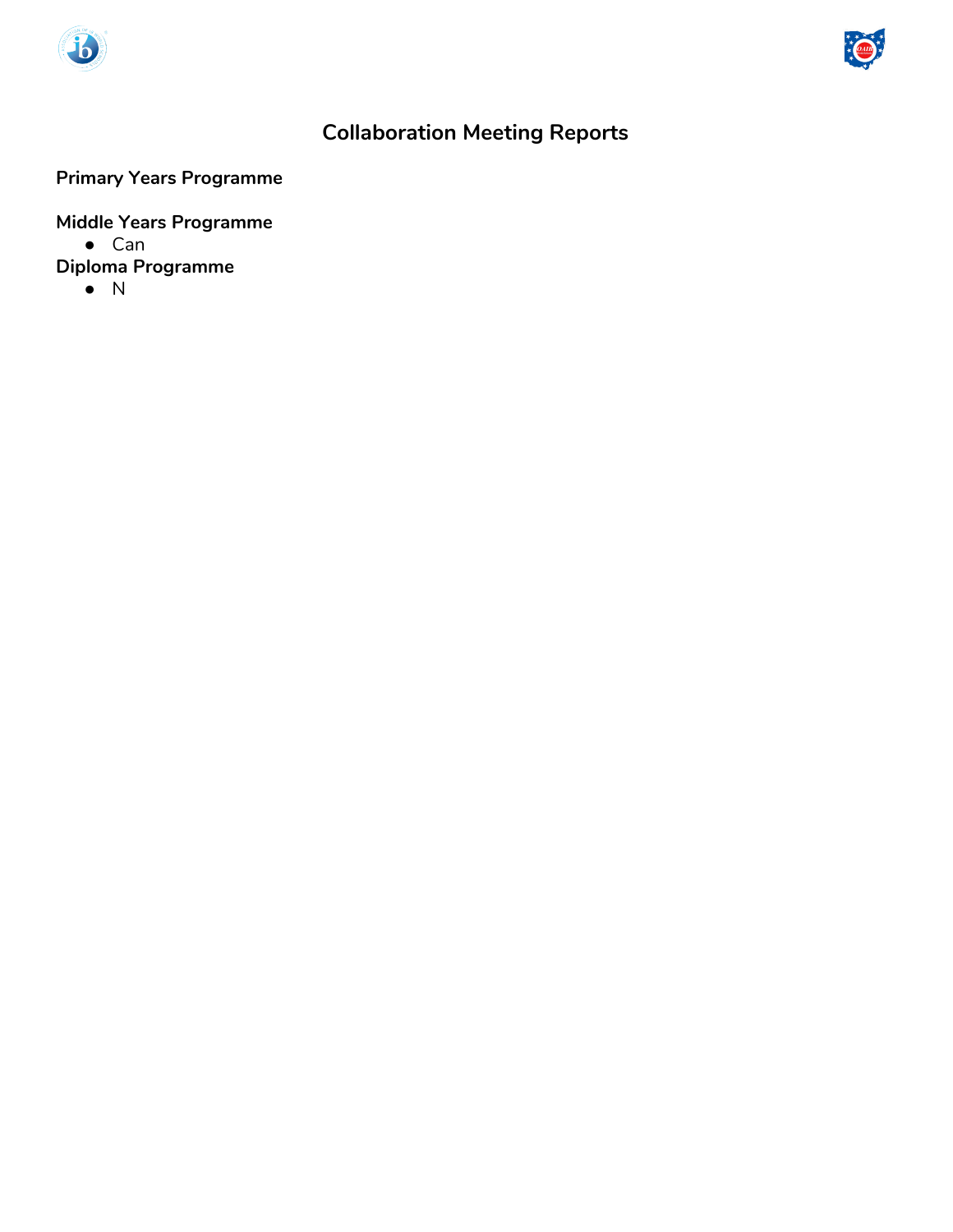# Collaboration Meeting Reports

**Primary Years Programme**

**Middle Years Programme**

- Can

**Diploma Programme**

- N